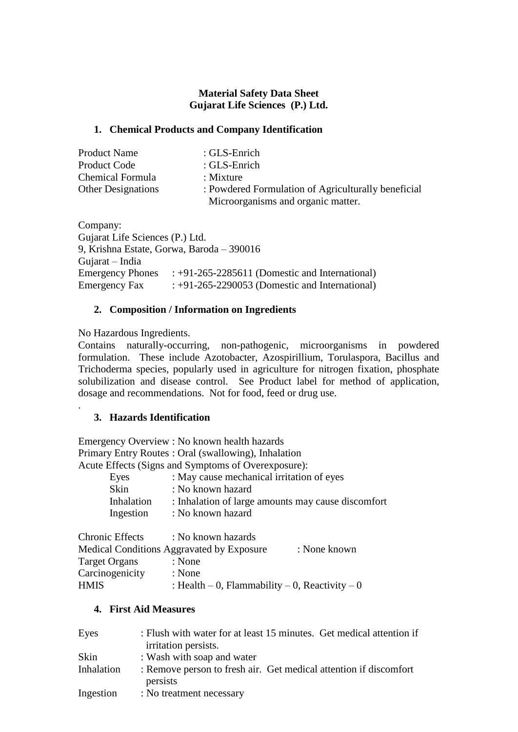# Material Safety Data Sheet
# Gujarat Life Sciences (P.) Ltd.

## 1. Chemical Products and Company Identification

| | |
|---|---|
| Product Name | : GLS-Enrich |
| Product Code | : GLS-Enrich |
| Chemical Formula | : Mixture |
| Other Designations | : Powdered Formulation of Agriculturally beneficial Microorganisms and organic matter. |

Company:
Gujarat Life Sciences (P.) Ltd.
9, Krishna Estate, Gorwa, Baroda – 390016
Gujarat – India
Emergency Phones : +91-265-2285611 (Domestic and International)
Emergency Fax : +91-265-2290053 (Domestic and International)

## 2. Composition / Information on Ingredients

No Hazardous Ingredients.
Contains naturally-occurring, non-pathogenic, microorganisms in powdered formulation. These include Azotobacter, Azospirillium, Torulaspora, Bacillus and Trichoderma species, popularly used in agriculture for nitrogen fixation, phosphate solubilization and disease control. See Product label for method of application, dosage and recommendations. Not for food, feed or drug use.

.

## 3. Hazards Identification

Emergency Overview : No known health hazards
Primary Entry Routes : Oral (swallowing), Inhalation
Acute Effects (Signs and Symptoms of Overexposure):

- Eyes : May cause mechanical irritation of eyes
- Skin : No known hazard
- Inhalation : Inhalation of large amounts may cause discomfort
- Ingestion : No known hazard

Chronic Effects : No known hazards
Medical Conditions Aggravated by Exposure : None known
Target Organs : None
Carcinogenicity : None
HMIS : Health – 0, Flammability – 0, Reactivity – 0

## 4. First Aid Measures

| | |
|---|---|
| Eyes | : Flush with water for at least 15 minutes. Get medical attention if irritation persists. |
| Skin | : Wash with soap and water |
| Inhalation | : Remove person to fresh air. Get medical attention if discomfort persists |
| Ingestion | : No treatment necessary |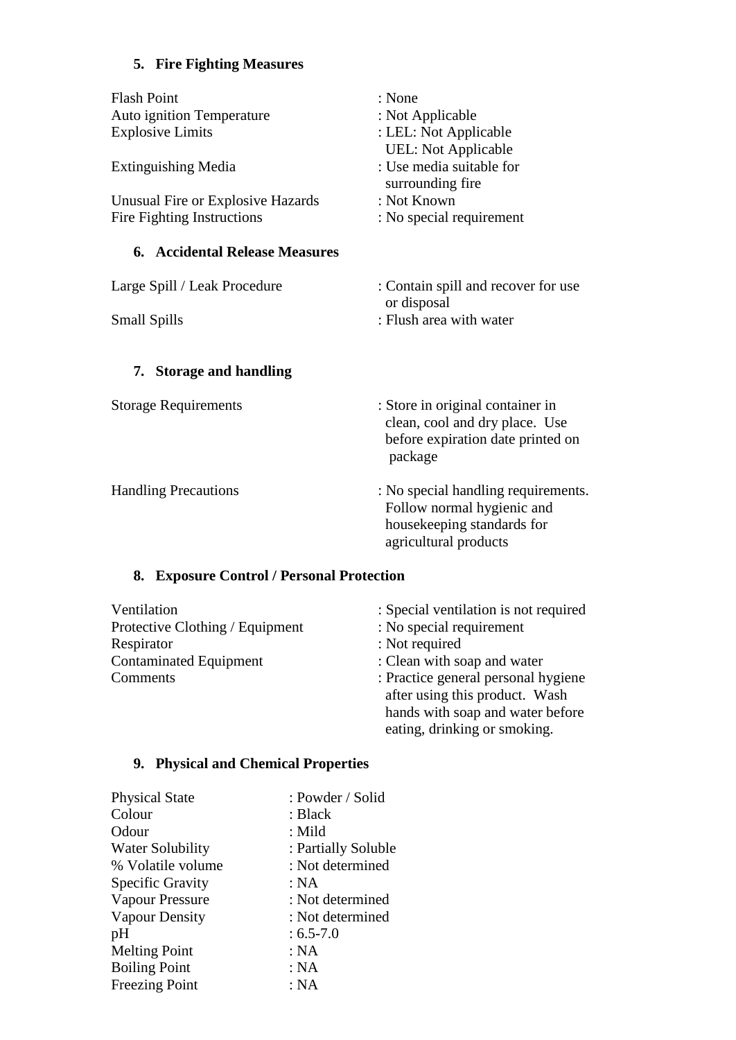## 5. Fire Fighting Measures

| | |
|---|---|
| Flash Point | : None |
| Auto ignition Temperature | : Not Applicable |
| Explosive Limits | : LEL: Not Applicable<br>UEL: Not Applicable |
| Extinguishing Media | : Use media suitable for surrounding fire |
| Unusual Fire or Explosive Hazards | : Not Known |
| Fire Fighting Instructions | : No special requirement |

## 6. Accidental Release Measures

| | |
|---|---|
| Large Spill / Leak Procedure | : Contain spill and recover for use or disposal |
| Small Spills | : Flush area with water |

## 7. Storage and handling

| | |
|---|---|
| Storage Requirements | : Store in original container in clean, cool and dry place. Use before expiration date printed on package |
| Handling Precautions | : No special handling requirements. Follow normal hygienic and housekeeping standards for agricultural products |

## 8. Exposure Control / Personal Protection

| | |
|---|---|
| Ventilation | : Special ventilation is not required |
| Protective Clothing / Equipment | : No special requirement |
| Respirator | : Not required |
| Contaminated Equipment | : Clean with soap and water |
| Comments | : Practice general personal hygiene after using this product. Wash hands with soap and water before eating, drinking or smoking. |

## 9. Physical and Chemical Properties

| | |
|---|---|
| Physical State | : Powder / Solid |
| Colour | : Black |
| Odour | : Mild |
| Water Solubility | : Partially Soluble |
| % Volatile volume | : Not determined |
| Specific Gravity | : NA |
| Vapour Pressure | : Not determined |
| Vapour Density | : Not determined |
| pH | : 6.5-7.0 |
| Melting Point | : NA |
| Boiling Point | : NA |
| Freezing Point | : NA |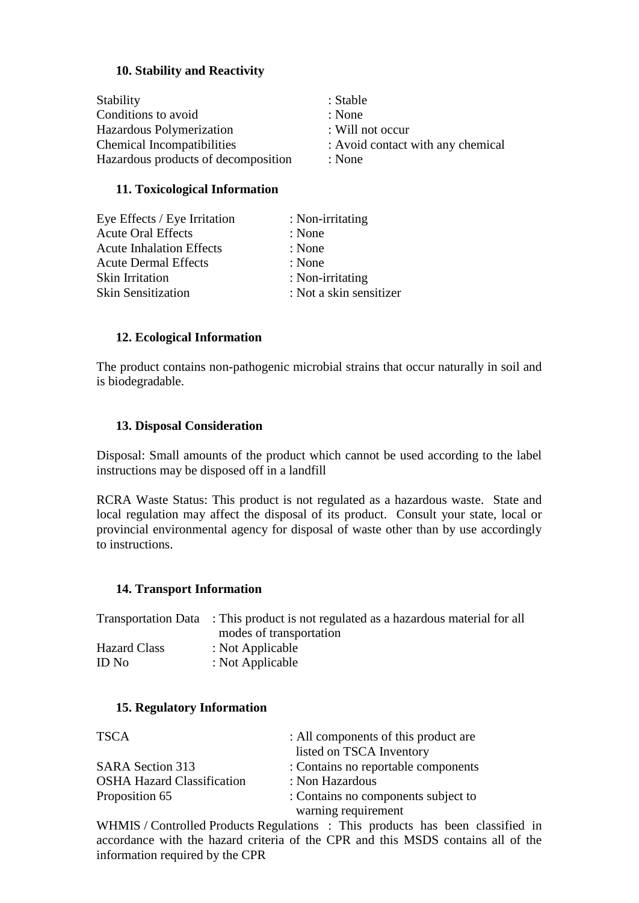### 10. Stability and Reactivity

| | |
|---|---|
| Stability | : Stable |
| Conditions to avoid | : None |
| Hazardous Polymerization | : Will not occur |
| Chemical Incompatibilities | : Avoid contact with any chemical |
| Hazardous products of decomposition | : None |

### 11. Toxicological Information

| | |
|---|---|
| Eye Effects / Eye Irritation | : Non-irritating |
| Acute Oral Effects | : None |
| Acute Inhalation Effects | : None |
| Acute Dermal Effects | : None |
| Skin Irritation | : Non-irritating |
| Skin Sensitization | : Not a skin sensitizer |

### 12. Ecological Information

The product contains non-pathogenic microbial strains that occur naturally in soil and is biodegradable.

### 13. Disposal Consideration

Disposal: Small amounts of the product which cannot be used according to the label instructions may be disposed off in a landfill

RCRA Waste Status: This product is not regulated as a hazardous waste. State and local regulation may affect the disposal of its product. Consult your state, local or provincial environmental agency for disposal of waste other than by use accordingly to instructions.

### 14. Transport Information

| | |
|---|---|
| Transportation Data | : This product is not regulated as a hazardous material for all modes of transportation |
| Hazard Class | : Not Applicable |
| ID No | : Not Applicable |

### 15. Regulatory Information

| | |
|---|---|
| TSCA | : All components of this product are listed on TSCA Inventory |
| SARA Section 313 | : Contains no reportable components |
| OSHA Hazard Classification | : Non Hazardous |
| Proposition 65 | : Contains no components subject to warning requirement |

WHMIS / Controlled Products Regulations : This products has been classified in accordance with the hazard criteria of the CPR and this MSDS contains all of the information required by the CPR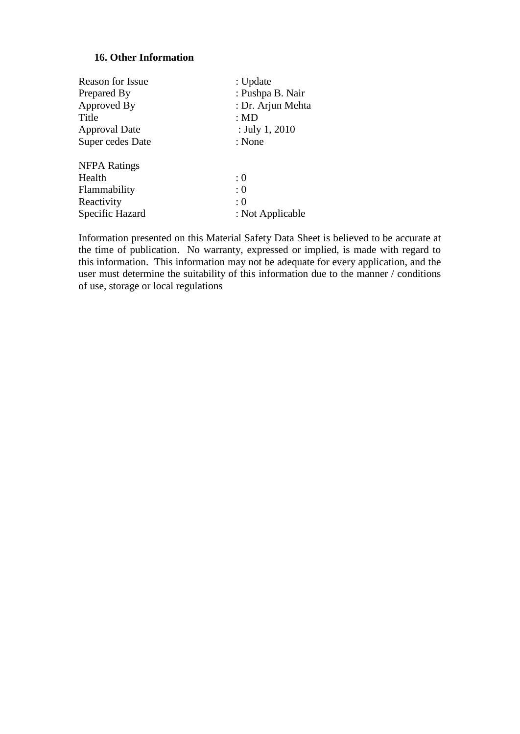## 16. Other Information

| | |
|---|---|
| Reason for Issue | : Update |
| Prepared By | : Pushpa B. Nair |
| Approved By | : Dr. Arjun Mehta |
| Title | : MD |
| Approval Date | : July 1, 2010 |
| Super cedes Date | : None |

| | |
|---|---|
| NFPA Ratings | |
| Health | : 0 |
| Flammability | : 0 |
| Reactivity | : 0 |
| Specific Hazard | : Not Applicable |

Information presented on this Material Safety Data Sheet is believed to be accurate at the time of publication. No warranty, expressed or implied, is made with regard to this information. This information may not be adequate for every application, and the user must determine the suitability of this information due to the manner / conditions of use, storage or local regulations